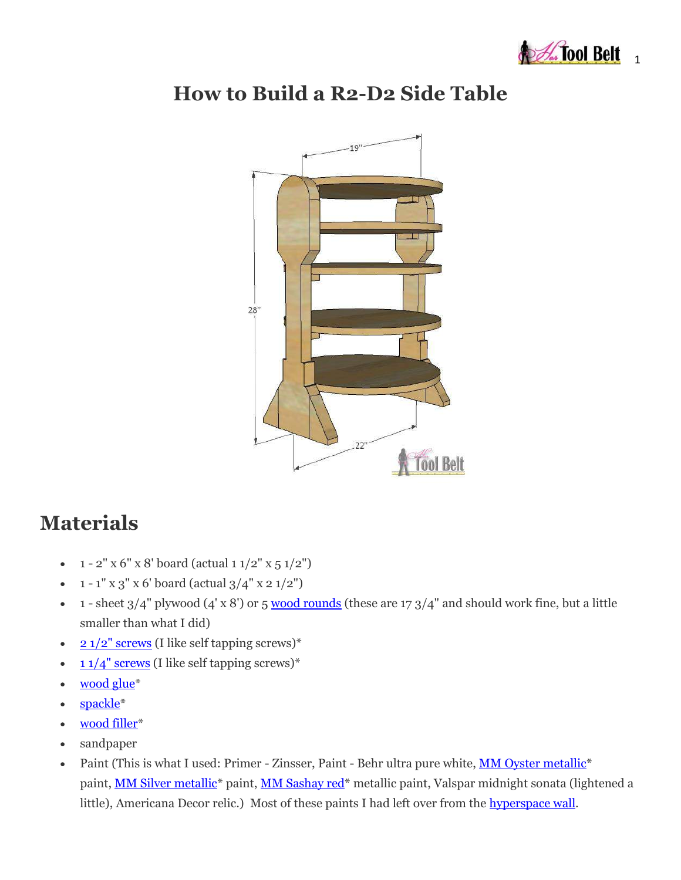# How to Build a R2-D2 Side Table

## Materials

- 1 - 2" x 6" x 8' board (actual 1 1/2" x 5 1/2")
- 1 - 1" x 3" x 6' board (actual 3/4" x 2 1/2")
- 1 - sheet 3/4" plywood (4' x 8') or 5 wood rounds (these are 17 3/4" and should work fine, but a little smaller than what I did)
- 2 1/2" screws (I like self tapping screws)*
- 1 1/4" screws (I like self tapping screws)*
- wood glue*
- spackle*
- wood filler*
- sandpaper
- Paint (This is what I used: Primer - Zinsser, Paint - Behr ultra pure white, MM Oyster metallic* paint, MM Silver metallic* paint, MM Sashay red* metallic paint, Valspar midnight sonata (lightened a little), Americana Decor relic.) Most of these paints I had left over from the hyperspace wall.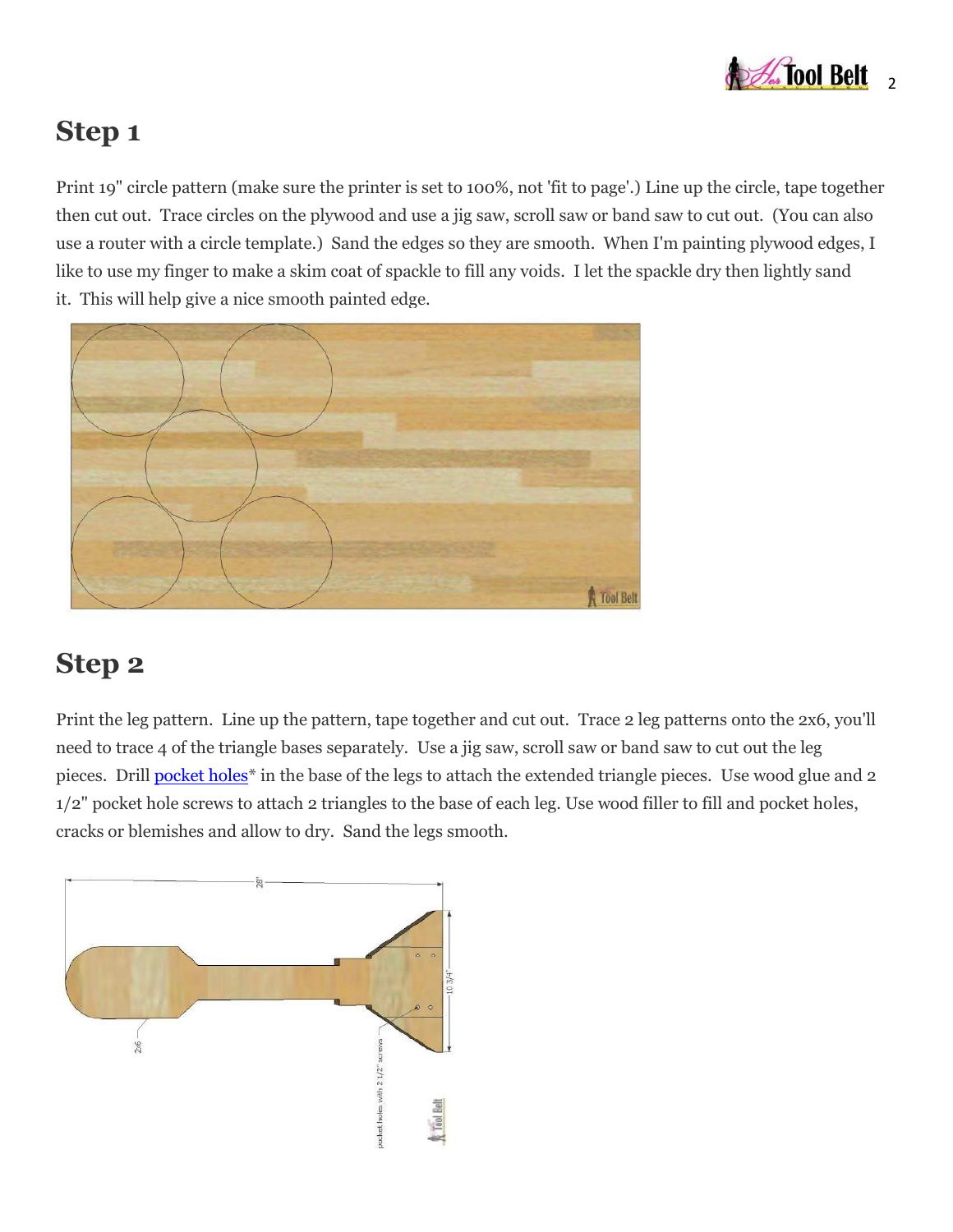## Step 1

Print 19" circle pattern (make sure the printer is set to 100%, not 'fit to page'.) Line up the circle, tape together then cut out. Trace circles on the plywood and use a jig saw, scroll saw or band saw to cut out. (You can also use a router with a circle template.) Sand the edges so they are smooth. When I'm painting plywood edges, I like to use my finger to make a skim coat of spackle to fill any voids. I let the spackle dry then lightly sand it. This will help give a nice smooth painted edge.

## Step 2

Print the leg pattern. Line up the pattern, tape together and cut out. Trace 2 leg patterns onto the 2x6, you'll need to trace 4 of the triangle bases separately. Use a jig saw, scroll saw or band saw to cut out the leg pieces. Drill pocket holes* in the base of the legs to attach the extended triangle pieces. Use wood glue and 2 1/2" pocket hole screws to attach 2 triangles to the base of each leg. Use wood filler to fill and pocket holes, cracks or blemishes and allow to dry. Sand the legs smooth.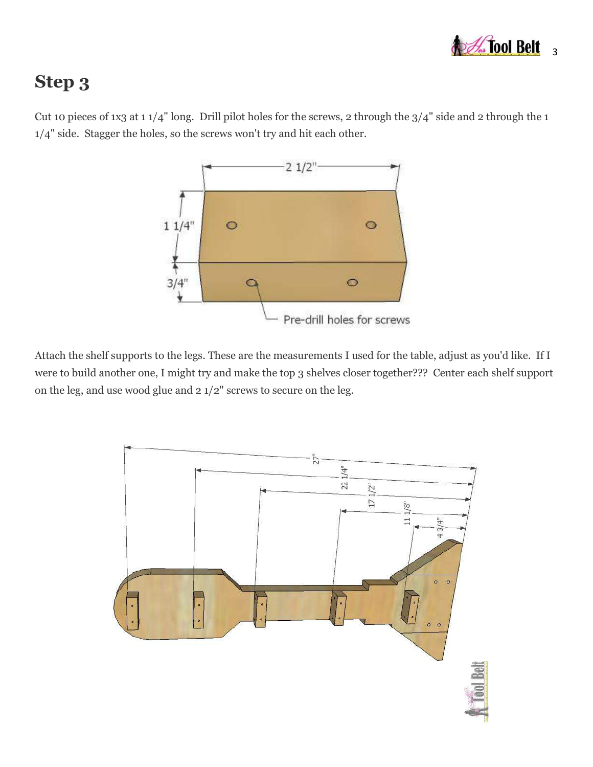# Step 3

Cut 10 pieces of 1x3 at 1 1/4" long. Drill pilot holes for the screws, 2 through the 3/4" side and 2 through the 1 1/4" side. Stagger the holes, so the screws won't try and hit each other.

Attach the shelf supports to the legs. These are the measurements I used for the table, adjust as you'd like. If I were to build another one, I might try and make the top 3 shelves closer together??? Center each shelf support on the leg, and use wood glue and 2 1/2" screws to secure on the leg.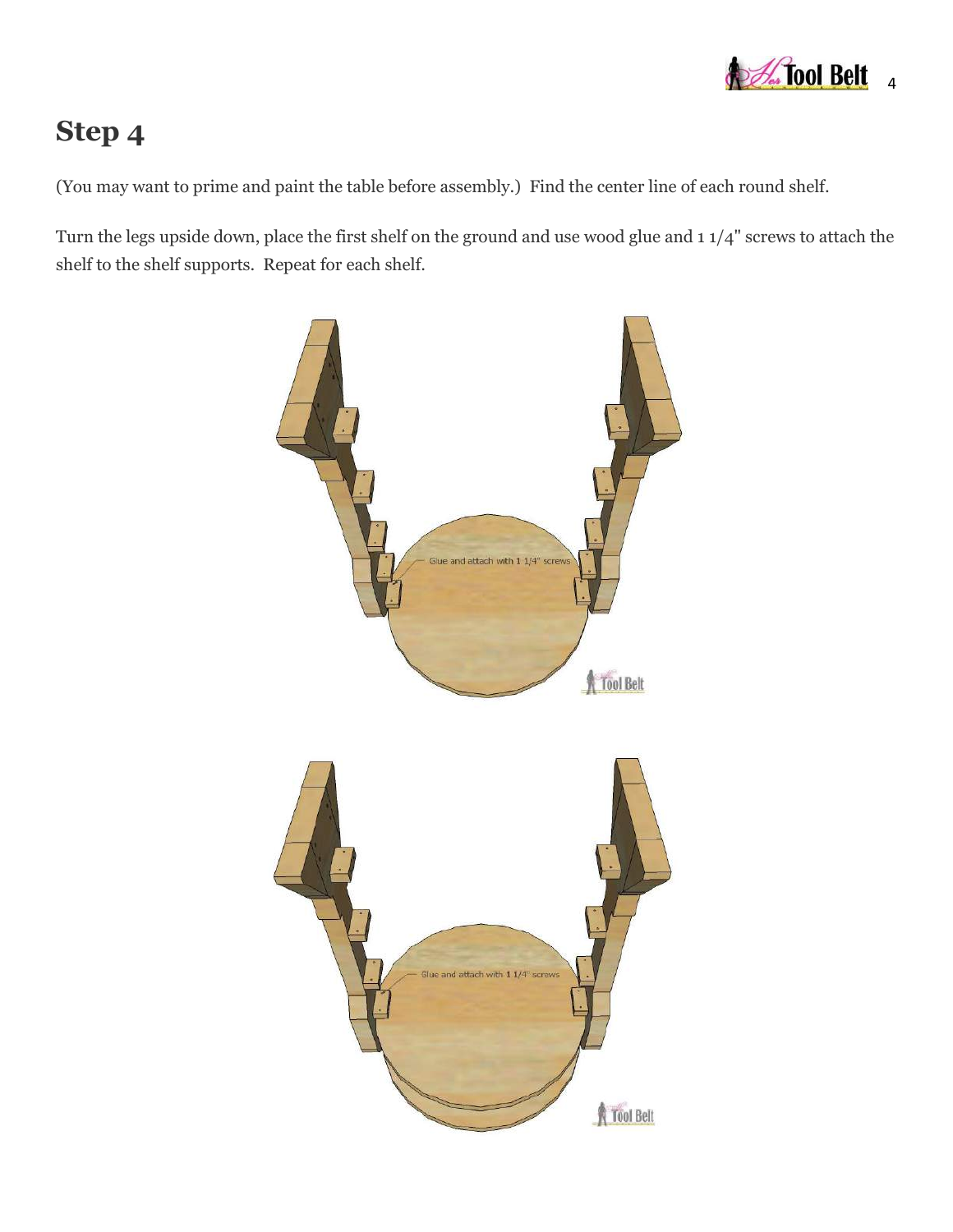# Step 4

(You may want to prime and paint the table before assembly.) Find the center line of each round shelf.

Turn the legs upside down, place the first shelf on the ground and use wood glue and 1 1/4" screws to attach the shelf to the shelf supports. Repeat for each shelf.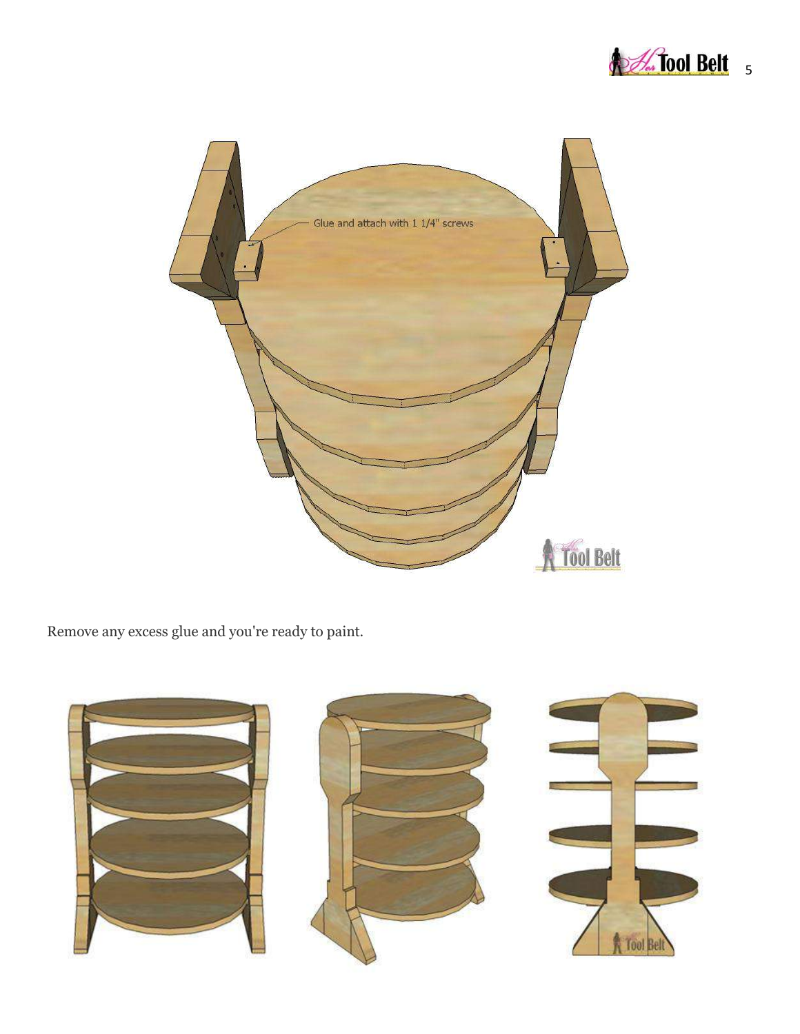Glue and attach with 1 1/4" screws

Remove any excess glue and you're ready to paint.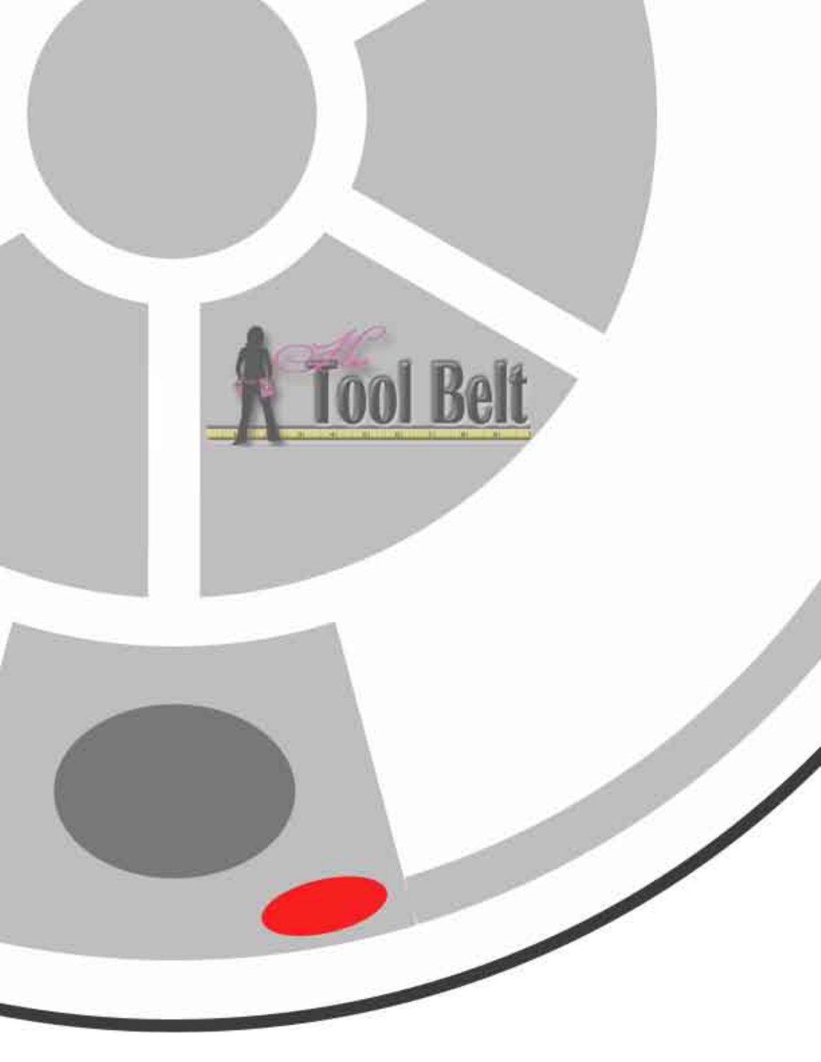Her Tool Belt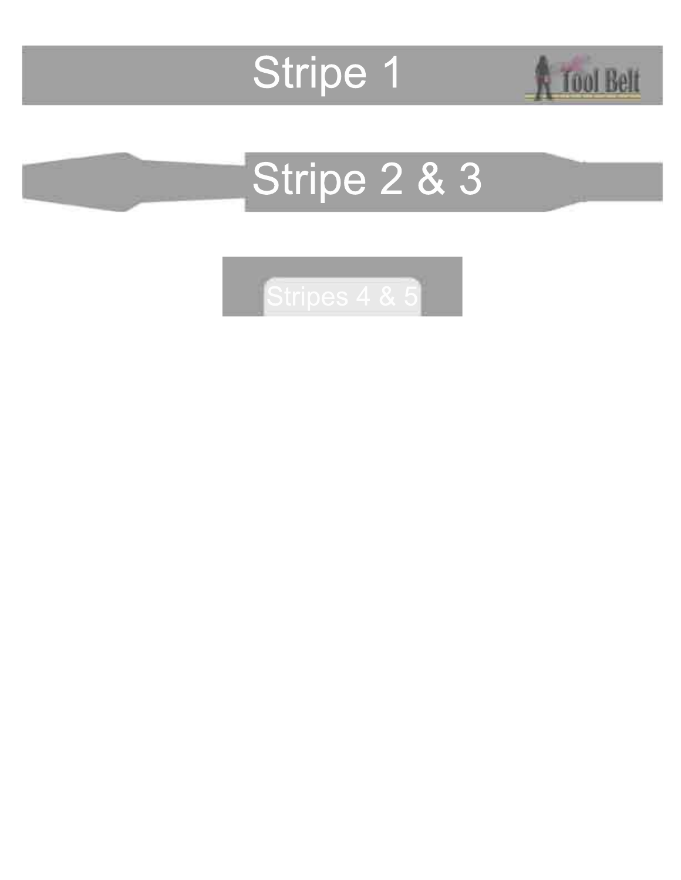Stripe 1

Stripe 2 & 3

Stripes 4 & 5